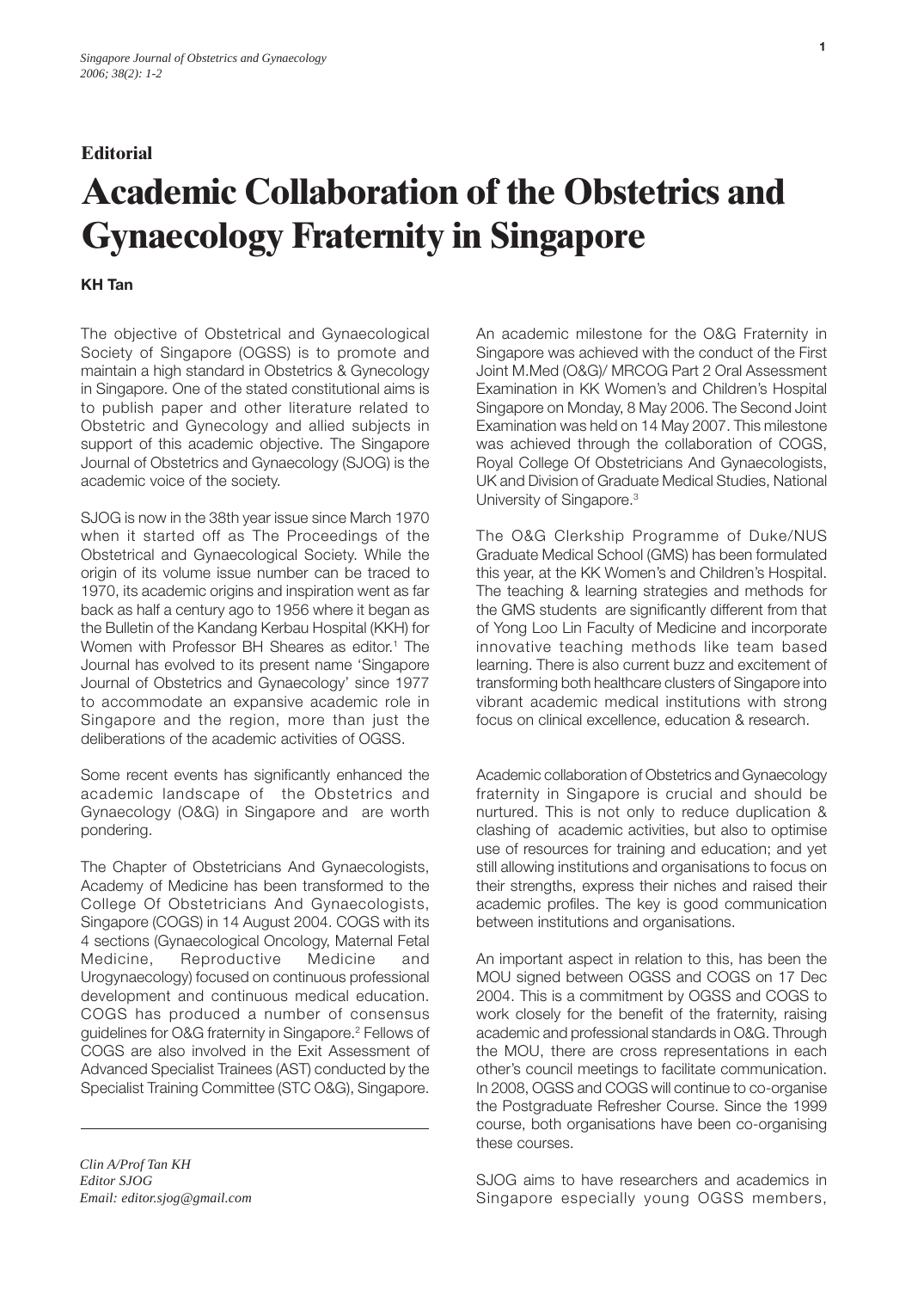**Editorial**

# Academic Collaboration of the Obstetrics and Gynaecology Fraternity in Singapore

**KH Tan**

The objective of Obstetrical and Gynaecological Society of Singapore (OGSS) is to promote and maintain a high standard in Obstetrics & Gynecology in Singapore. One of the stated constitutional aims is to publish paper and other literature related to Obstetric and Gynecology and allied subjects in support of this academic objective. The Singapore Journal of Obstetrics and Gynaecology (SJOG) is the academic voice of the society.

SJOG is now in the 38th year issue since March 1970 when it started off as The Proceedings of the Obstetrical and Gynaecological Society. While the origin of its volume issue number can be traced to 1970, its academic origins and inspiration went as far back as half a century ago to 1956 where it began as the Bulletin of the Kandang Kerbau Hospital (KKH) for Women with Professor BH Sheares as editor.[1] The Journal has evolved to its present name 'Singapore Journal of Obstetrics and Gynaecology' since 1977 to accommodate an expansive academic role in Singapore and the region, more than just the deliberations of the academic activities of OGSS.

Some recent events has significantly enhanced the academic landscape of the Obstetrics and Gynaecology (O&G) in Singapore and are worth pondering.

The Chapter of Obstetricians And Gynaecologists, Academy of Medicine has been transformed to the College Of Obstetricians And Gynaecologists, Singapore (COGS) in 14 August 2004. COGS with its 4 sections (Gynaecological Oncology, Maternal Fetal Medicine, Reproductive Medicine and Urogynaecology) focused on continuous professional development and continuous medical education. COGS has produced a number of consensus guidelines for O&G fraternity in Singapore.[2] Fellows of COGS are also involved in the Exit Assessment of Advanced Specialist Trainees (AST) conducted by the Specialist Training Committee (STC O&G), Singapore.

*Clin A/Prof Tan KH*
*Editor SJOG*
*Email: editor.sjog@gmail.com*

An academic milestone for the O&G Fraternity in Singapore was achieved with the conduct of the First Joint M.Med (O&G)/ MRCOG Part 2 Oral Assessment Examination in KK Women's and Children's Hospital Singapore on Monday, 8 May 2006. The Second Joint Examination was held on 14 May 2007. This milestone was achieved through the collaboration of COGS, Royal College Of Obstetricians And Gynaecologists, UK and Division of Graduate Medical Studies, National University of Singapore.[3]

The O&G Clerkship Programme of Duke/NUS Graduate Medical School (GMS) has been formulated this year, at the KK Women's and Children's Hospital. The teaching & learning strategies and methods for the GMS students are significantly different from that of Yong Loo Lin Faculty of Medicine and incorporate innovative teaching methods like team based learning. There is also current buzz and excitement of transforming both healthcare clusters of Singapore into vibrant academic medical institutions with strong focus on clinical excellence, education & research.

Academic collaboration of Obstetrics and Gynaecology fraternity in Singapore is crucial and should be nurtured. This is not only to reduce duplication & clashing of academic activities, but also to optimise use of resources for training and education; and yet still allowing institutions and organisations to focus on their strengths, express their niches and raised their academic profiles. The key is good communication between institutions and organisations.

An important aspect in relation to this, has been the MOU signed between OGSS and COGS on 17 Dec 2004. This is a commitment by OGSS and COGS to work closely for the benefit of the fraternity, raising academic and professional standards in O&G. Through the MOU, there are cross representations in each other's council meetings to facilitate communication. In 2008, OGSS and COGS will continue to co-organise the Postgraduate Refresher Course. Since the 1999 course, both organisations have been co-organising these courses.

SJOG aims to have researchers and academics in Singapore especially young OGSS members,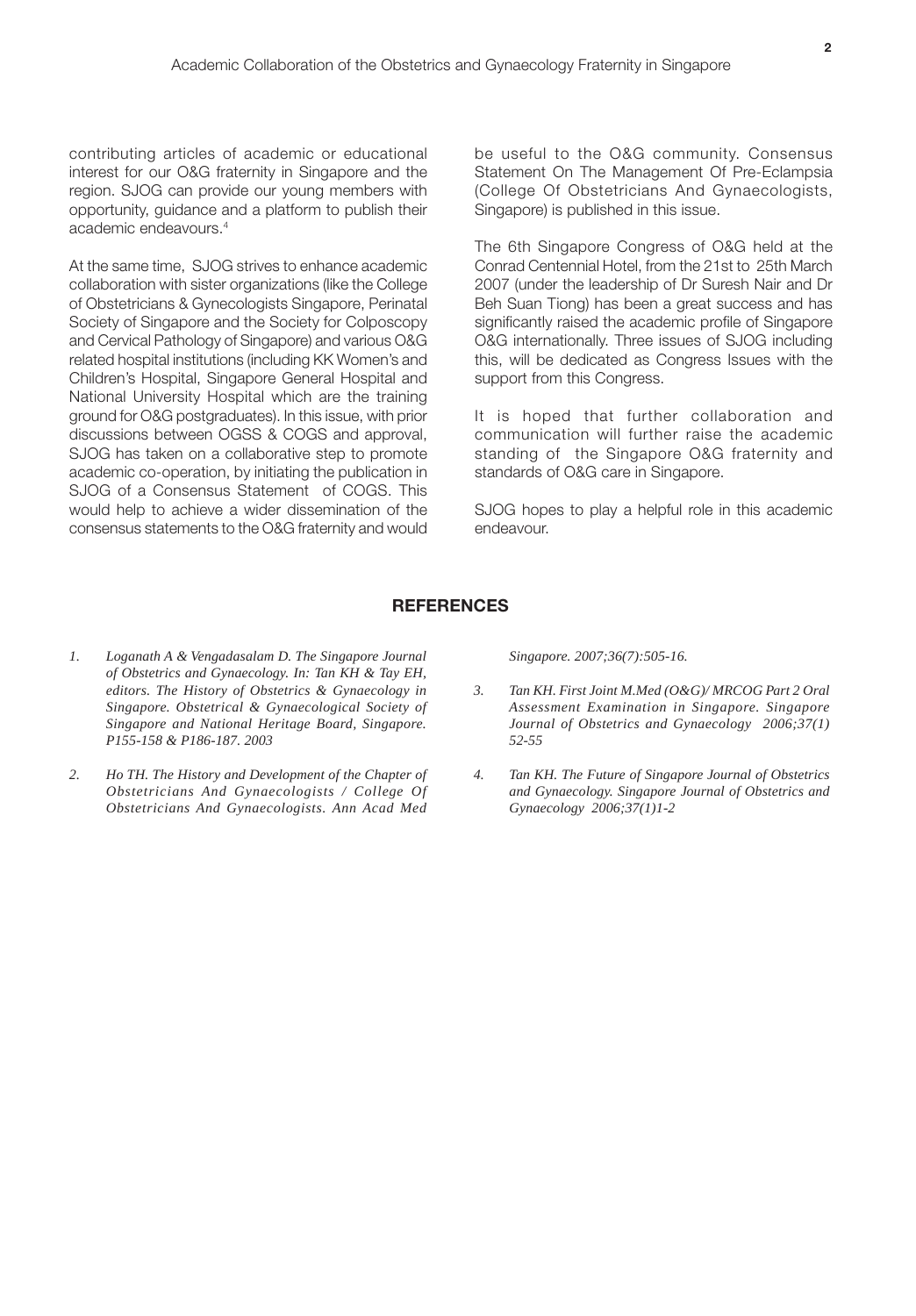contributing articles of academic or educational interest for our O&G fraternity in Singapore and the region. SJOG can provide our young members with opportunity, guidance and a platform to publish their academic endeavours.[4]

At the same time, SJOG strives to enhance academic collaboration with sister organizations (like the College of Obstetricians & Gynecologists Singapore, Perinatal Society of Singapore and the Society for Colposcopy and Cervical Pathology of Singapore) and various O&G related hospital institutions (including KK Women's and Children's Hospital, Singapore General Hospital and National University Hospital which are the training ground for O&G postgraduates). In this issue, with prior discussions between OGSS & COGS and approval, SJOG has taken on a collaborative step to promote academic co-operation, by initiating the publication in SJOG of a Consensus Statement of COGS. This would help to achieve a wider dissemination of the consensus statements to the O&G fraternity and would be useful to the O&G community. Consensus Statement On The Management Of Pre-Eclampsia (College Of Obstetricians And Gynaecologists, Singapore) is published in this issue.

The 6th Singapore Congress of O&G held at the Conrad Centennial Hotel, from the 21st to 25th March 2007 (under the leadership of Dr Suresh Nair and Dr Beh Suan Tiong) has been a great success and has significantly raised the academic profile of Singapore O&G internationally. Three issues of SJOG including this, will be dedicated as Congress Issues with the support from this Congress.

It is hoped that further collaboration and communication will further raise the academic standing of the Singapore O&G fraternity and standards of O&G care in Singapore.

SJOG hopes to play a helpful role in this academic endeavour.

## REFERENCES

1. *Loganath A & Vengadasalam D. The Singapore Journal of Obstetrics and Gynaecology. In: Tan KH & Tay EH, editors. The History of Obstetrics & Gynaecology in Singapore. Obstetrical & Gynaecological Society of Singapore and National Heritage Board, Singapore. P155-158 & P186-187. 2003*
2. *Ho TH. The History and Development of the Chapter of Obstetricians And Gynaecologists / College Of Obstetricians And Gynaecologists. Ann Acad Med Singapore. 2007;36(7):505-16.*
3. *Tan KH. First Joint M.Med (O&G)/ MRCOG Part 2 Oral Assessment Examination in Singapore. Singapore Journal of Obstetrics and Gynaecology 2006;37(1) 52-55*
4. *Tan KH. The Future of Singapore Journal of Obstetrics and Gynaecology. Singapore Journal of Obstetrics and Gynaecology 2006;37(1)1-2*